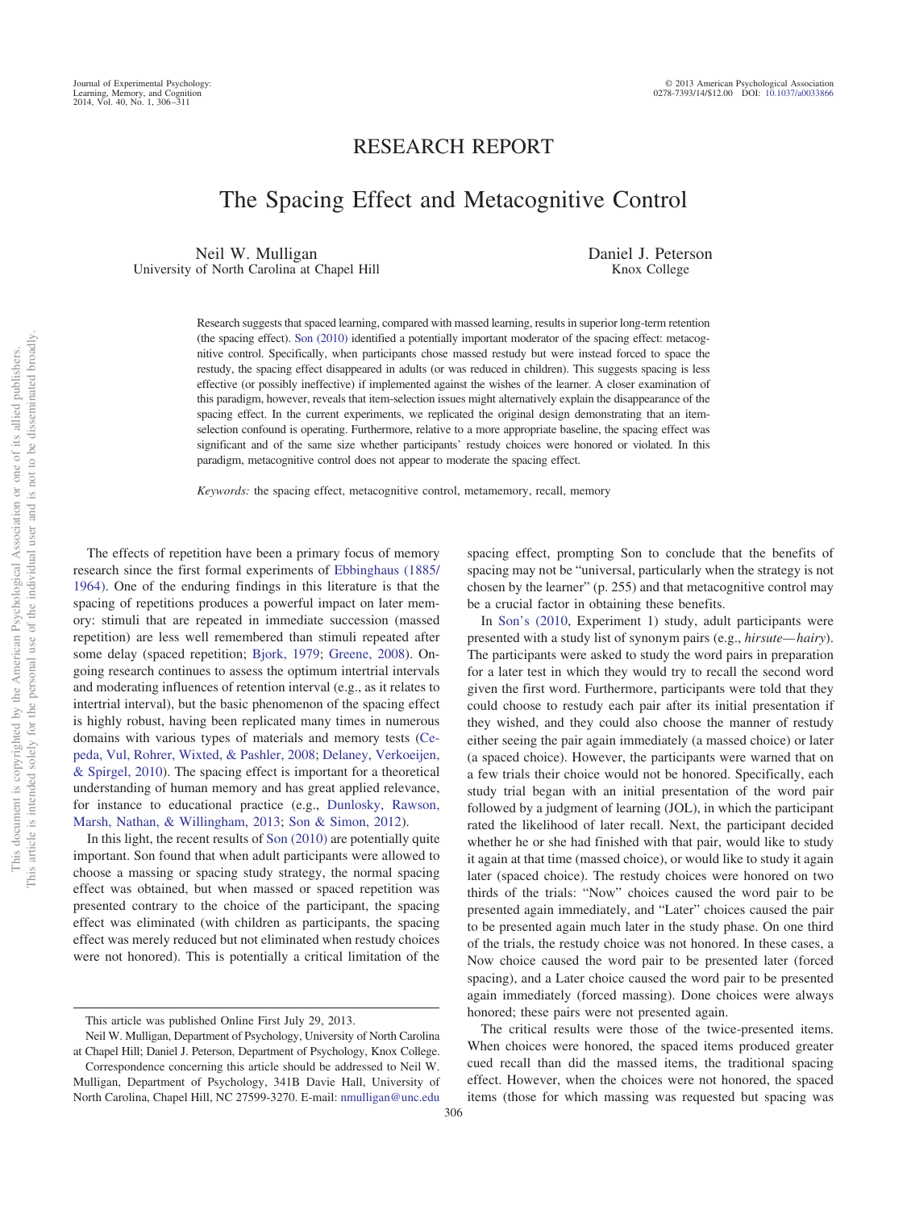RESEARCH REPORT

# The Spacing Effect and Metacognitive Control

Neil W. Mulligan
University of North Carolina at Chapel Hill

Daniel J. Peterson
Knox College

Research suggests that spaced learning, compared with massed learning, results in superior long-term retention (the spacing effect). Son (2010) identified a potentially important moderator of the spacing effect: metacognitive control. Specifically, when participants chose massed restudy but were instead forced to space the restudy, the spacing effect disappeared in adults (or was reduced in children). This suggests spacing is less effective (or possibly ineffective) if implemented against the wishes of the learner. A closer examination of this paradigm, however, reveals that item-selection issues might alternatively explain the disappearance of the spacing effect. In the current experiments, we replicated the original design demonstrating that an item-selection confound is operating. Furthermore, relative to a more appropriate baseline, the spacing effect was significant and of the same size whether participants' restudy choices were honored or violated. In this paradigm, metacognitive control does not appear to moderate the spacing effect.

*Keywords:* the spacing effect, metacognitive control, metamemory, recall, memory

The effects of repetition have been a primary focus of memory research since the first formal experiments of Ebbinghaus (1885/1964). One of the enduring findings in this literature is that the spacing of repetitions produces a powerful impact on later memory: stimuli that are repeated in immediate succession (massed repetition) are less well remembered than stimuli repeated after some delay (spaced repetition; Bjork, 1979; Greene, 2008). Ongoing research continues to assess the optimum intertrial intervals and moderating influences of retention interval (e.g., as it relates to intertrial interval), but the basic phenomenon of the spacing effect is highly robust, having been replicated many times in numerous domains with various types of materials and memory tests (Cepeda, Vul, Rohrer, Wixted, & Pashler, 2008; Delaney, Verkoeijen, & Spirgel, 2010). The spacing effect is important for a theoretical understanding of human memory and has great applied relevance, for instance to educational practice (e.g., Dunlosky, Rawson, Marsh, Nathan, & Willingham, 2013; Son & Simon, 2012).

In this light, the recent results of Son (2010) are potentially quite important. Son found that when adult participants were allowed to choose a massing or spacing study strategy, the normal spacing effect was obtained, but when massed or spaced repetition was presented contrary to the choice of the participant, the spacing effect was eliminated (with children as participants, the spacing effect was merely reduced but not eliminated when restudy choices were not honored). This is potentially a critical limitation of the spacing effect, prompting Son to conclude that the benefits of spacing may not be "universal, particularly when the strategy is not chosen by the learner" (p. 255) and that metacognitive control may be a crucial factor in obtaining these benefits.

In Son's (2010, Experiment 1) study, adult participants were presented with a study list of synonym pairs (e.g., *hirsute—hairy*). The participants were asked to study the word pairs in preparation for a later test in which they would try to recall the second word given the first word. Furthermore, participants were told that they could choose to restudy each pair after its initial presentation if they wished, and they could also choose the manner of restudy either seeing the pair again immediately (a massed choice) or later (a spaced choice). However, the participants were warned that on a few trials their choice would not be honored. Specifically, each study trial began with an initial presentation of the word pair followed by a judgment of learning (JOL), in which the participant rated the likelihood of later recall. Next, the participant decided whether he or she had finished with that pair, would like to study it again at that time (massed choice), or would like to study it again later (spaced choice). The restudy choices were honored on two thirds of the trials: "Now" choices caused the word pair to be presented again immediately, and "Later" choices caused the pair to be presented again much later in the study phase. On one third of the trials, the restudy choice was not honored. In these cases, a Now choice caused the word pair to be presented later (forced spacing), and a Later choice caused the word pair to be presented again immediately (forced massing). Done choices were always honored; these pairs were not presented again.

The critical results were those of the twice-presented items. When choices were honored, the spaced items produced greater cued recall than did the massed items, the traditional spacing effect. However, when the choices were not honored, the spaced items (those for which massing was requested but spacing was

This article was published Online First July 29, 2013.

Neil W. Mulligan, Department of Psychology, University of North Carolina at Chapel Hill; Daniel J. Peterson, Department of Psychology, Knox College.

Correspondence concerning this article should be addressed to Neil W. Mulligan, Department of Psychology, 341B Davie Hall, University of North Carolina, Chapel Hill, NC 27599-3270. E-mail: nmulligan@unc.edu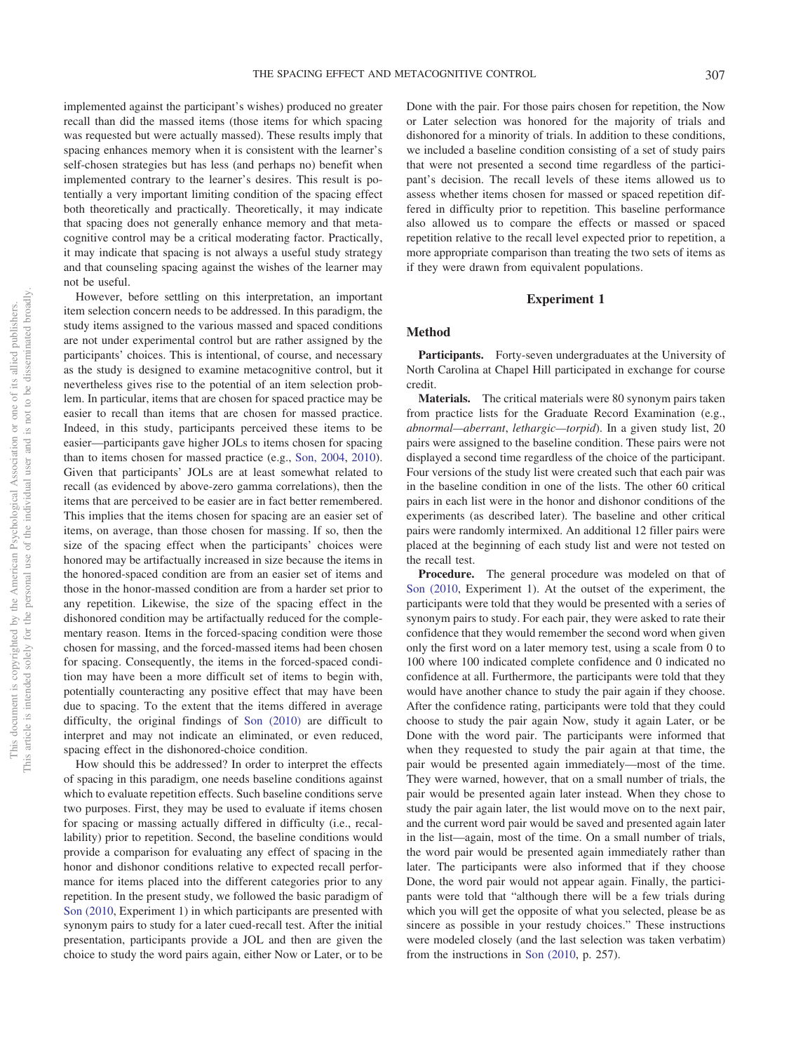implemented against the participant's wishes) produced no greater recall than did the massed items (those items for which spacing was requested but were actually massed). These results imply that spacing enhances memory when it is consistent with the learner's self-chosen strategies but has less (and perhaps no) benefit when implemented contrary to the learner's desires. This result is potentially a very important limiting condition of the spacing effect both theoretically and practically. Theoretically, it may indicate that spacing does not generally enhance memory and that metacognitive control may be a critical moderating factor. Practically, it may indicate that spacing is not always a useful study strategy and that counseling spacing against the wishes of the learner may not be useful.

However, before settling on this interpretation, an important item selection concern needs to be addressed. In this paradigm, the study items assigned to the various massed and spaced conditions are not under experimental control but are rather assigned by the participants' choices. This is intentional, of course, and necessary as the study is designed to examine metacognitive control, but it nevertheless gives rise to the potential of an item selection problem. In particular, items that are chosen for spaced practice may be easier to recall than items that are chosen for massed practice. Indeed, in this study, participants perceived these items to be easier—participants gave higher JOLs to items chosen for spacing than to items chosen for massed practice (e.g., Son, 2004, 2010). Given that participants' JOLs are at least somewhat related to recall (as evidenced by above-zero gamma correlations), then the items that are perceived to be easier are in fact better remembered. This implies that the items chosen for spacing are an easier set of items, on average, than those chosen for massing. If so, then the size of the spacing effect when the participants' choices were honored may be artifactually increased in size because the items in the honored-spaced condition are from an easier set of items and those in the honor-massed condition are from a harder set prior to any repetition. Likewise, the size of the spacing effect in the dishonored condition may be artifactually reduced for the complementary reason. Items in the forced-spacing condition were those chosen for massing, and the forced-massed items had been chosen for spacing. Consequently, the items in the forced-spaced condition may have been a more difficult set of items to begin with, potentially counteracting any positive effect that may have been due to spacing. To the extent that the items differed in average difficulty, the original findings of Son (2010) are difficult to interpret and may not indicate an eliminated, or even reduced, spacing effect in the dishonored-choice condition.

How should this be addressed? In order to interpret the effects of spacing in this paradigm, one needs baseline conditions against which to evaluate repetition effects. Such baseline conditions serve two purposes. First, they may be used to evaluate if items chosen for spacing or massing actually differed in difficulty (i.e., recallability) prior to repetition. Second, the baseline conditions would provide a comparison for evaluating any effect of spacing in the honor and dishonor conditions relative to expected recall performance for items placed into the different categories prior to any repetition. In the present study, we followed the basic paradigm of Son (2010, Experiment 1) in which participants are presented with synonym pairs to study for a later cued-recall test. After the initial presentation, participants provide a JOL and then are given the choice to study the word pairs again, either Now or Later, or to be Done with the pair. For those pairs chosen for repetition, the Now or Later selection was honored for the majority of trials and dishonored for a minority of trials. In addition to these conditions, we included a baseline condition consisting of a set of study pairs that were not presented a second time regardless of the participant's decision. The recall levels of these items allowed us to assess whether items chosen for massed or spaced repetition differed in difficulty prior to repetition. This baseline performance also allowed us to compare the effects or massed or spaced repetition relative to the recall level expected prior to repetition, a more appropriate comparison than treating the two sets of items as if they were drawn from equivalent populations.

## Experiment 1

### Method

**Participants.** Forty-seven undergraduates at the University of North Carolina at Chapel Hill participated in exchange for course credit.

**Materials.** The critical materials were 80 synonym pairs taken from practice lists for the Graduate Record Examination (e.g., *abnormal—aberrant*, *lethargic—torpid*). In a given study list, 20 pairs were assigned to the baseline condition. These pairs were not displayed a second time regardless of the choice of the participant. Four versions of the study list were created such that each pair was in the baseline condition in one of the lists. The other 60 critical pairs in each list were in the honor and dishonor conditions of the experiments (as described later). The baseline and other critical pairs were randomly intermixed. An additional 12 filler pairs were placed at the beginning of each study list and were not tested on the recall test.

**Procedure.** The general procedure was modeled on that of Son (2010, Experiment 1). At the outset of the experiment, the participants were told that they would be presented with a series of synonym pairs to study. For each pair, they were asked to rate their confidence that they would remember the second word when given only the first word on a later memory test, using a scale from 0 to 100 where 100 indicated complete confidence and 0 indicated no confidence at all. Furthermore, the participants were told that they would have another chance to study the pair again if they choose. After the confidence rating, participants were told that they could choose to study the pair again Now, study it again Later, or be Done with the word pair. The participants were informed that when they requested to study the pair again at that time, the pair would be presented again immediately—most of the time. They were warned, however, that on a small number of trials, the pair would be presented again later instead. When they chose to study the pair again later, the list would move on to the next pair, and the current word pair would be saved and presented again later in the list—again, most of the time. On a small number of trials, the word pair would be presented again immediately rather than later. The participants were also informed that if they choose Done, the word pair would not appear again. Finally, the participants were told that "although there will be a few trials during which you will get the opposite of what you selected, please be as sincere as possible in your restudy choices." These instructions were modeled closely (and the last selection was taken verbatim) from the instructions in Son (2010, p. 257).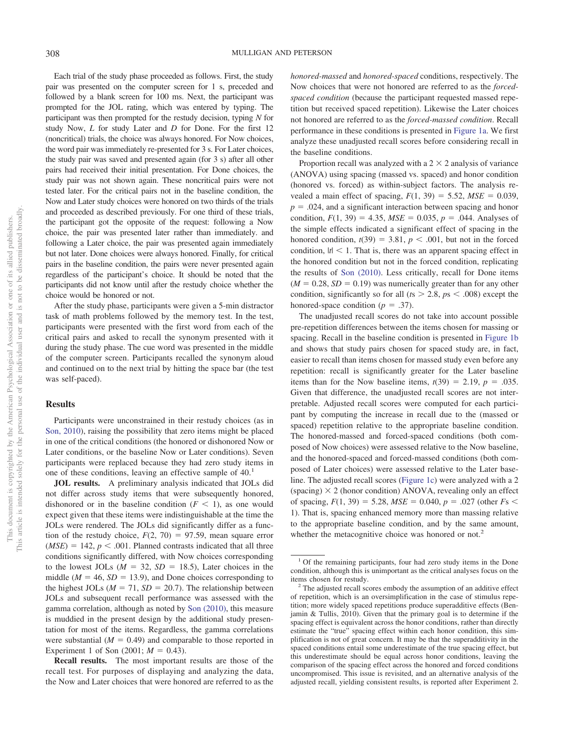Each trial of the study phase proceeded as follows. First, the study pair was presented on the computer screen for 1 s, preceded and followed by a blank screen for 100 ms. Next, the participant was prompted for the JOL rating, which was entered by typing. The participant was then prompted for the restudy decision, typing *N* for study Now, *L* for study Later and *D* for Done. For the first 12 (noncritical) trials, the choice was always honored. For Now choices, the word pair was immediately re-presented for 3 s. For Later choices, the study pair was saved and presented again (for 3 s) after all other pairs had received their initial presentation. For Done choices, the study pair was not shown again. These noncritical pairs were not tested later. For the critical pairs not in the baseline condition, the Now and Later study choices were honored on two thirds of the trials and proceeded as described previously. For one third of these trials, the participant got the opposite of the request: following a Now choice, the pair was presented later rather than immediately. and following a Later choice, the pair was presented again immediately but not later. Done choices were always honored. Finally, for critical pairs in the baseline condition, the pairs were never presented again regardless of the participant's choice. It should be noted that the participants did not know until after the restudy choice whether the choice would be honored or not.

After the study phase, participants were given a 5-min distractor task of math problems followed by the memory test. In the test, participants were presented with the first word from each of the critical pairs and asked to recall the synonym presented with it during the study phase. The cue word was presented in the middle of the computer screen. Participants recalled the synonym aloud and continued on to the next trial by hitting the space bar (the test was self-paced).

## Results

Participants were unconstrained in their restudy choices (as in Son, 2010), raising the possibility that zero items might be placed in one of the critical conditions (the honored or dishonored Now or Later conditions, or the baseline Now or Later conditions). Seven participants were replaced because they had zero study items in one of these conditions, leaving an effective sample of 40.[1]

**JOL results.** A preliminary analysis indicated that JOLs did not differ across study items that were subsequently honored, dishonored or in the baseline condition ($F < 1$), as one would expect given that these items were indistinguishable at the time the JOLs were rendered. The JOLs did significantly differ as a function of the restudy choice, $F(2, 70) = 97.59$, mean square error $(MSE) = 142$, $p < .001$. Planned contrasts indicated that all three conditions significantly differed, with Now choices corresponding to the lowest JOLs ($M = 32$, $SD = 18.5$), Later choices in the middle ($M = 46$, $SD = 13.9$), and Done choices corresponding to the highest JOLs ($M = 71$, $SD = 20.7$). The relationship between JOLs and subsequent recall performance was assessed with the gamma correlation, although as noted by Son (2010), this measure is muddied in the present design by the additional study presentation for most of the items. Regardless, the gamma correlations were substantial ($M = 0.49$) and comparable to those reported in Experiment 1 of Son (2001; $M = 0.43$).

**Recall results.** The most important results are those of the recall test. For purposes of displaying and analyzing the data, the Now and Later choices that were honored are referred to as the *honored-massed* and *honored-spaced* conditions, respectively. The Now choices that were not honored are referred to as the *forced-spaced condition* (because the participant requested massed repetition but received spaced repetition). Likewise the Later choices not honored are referred to as the *forced-massed condition*. Recall performance in these conditions is presented in Figure 1a. We first analyze these unadjusted recall scores before considering recall in the baseline conditions.

Proportion recall was analyzed with a $2 \times 2$ analysis of variance (ANOVA) using spacing (massed vs. spaced) and honor condition (honored vs. forced) as within-subject factors. The analysis revealed a main effect of spacing, $F(1, 39) = 5.52$, $MSE = 0.039$, $p = .024$, and a significant interaction between spacing and honor condition, $F(1, 39) = 4.35$, $MSE = 0.035$, $p = .044$. Analyses of the simple effects indicated a significant effect of spacing in the honored condition, $t(39) = 3.81$, $p < .001$, but not in the forced condition, $|t| < 1$. That is, there was an apparent spacing effect in the honored condition but not in the forced condition, replicating the results of Son (2010). Less critically, recall for Done items ($M = 0.28$, $SD = 0.19$) was numerically greater than for any other condition, significantly so for all ($ts > 2.8$, $ps < .008$) except the honored-space condition ($p = .37$).

The unadjusted recall scores do not take into account possible pre-repetition differences between the items chosen for massing or spacing. Recall in the baseline condition is presented in Figure 1b and shows that study pairs chosen for spaced study are, in fact, easier to recall than items chosen for massed study even before any repetition: recall is significantly greater for the Later baseline items than for the Now baseline items, $t(39) = 2.19$, $p = .035$. Given that difference, the unadjusted recall scores are not interpretable. Adjusted recall scores were computed for each participant by computing the increase in recall due to the (massed or spaced) repetition relative to the appropriate baseline condition. The honored-massed and forced-spaced conditions (both composed of Now choices) were assessed relative to the Now baseline, and the honored-spaced and forced-massed conditions (both composed of Later choices) were assessed relative to the Later baseline. The adjusted recall scores (Figure 1c) were analyzed with a 2 (spacing) $\times$ 2 (honor condition) ANOVA, revealing only an effect of spacing, $F(1, 39) = 5.28$, $MSE = 0.040$, $p = .027$ (other $Fs < 1$). That is, spacing enhanced memory more than massing relative to the appropriate baseline condition, and by the same amount, whether the metacognitive choice was honored or not.[2]

---

[1] Of the remaining participants, four had zero study items in the Done condition, although this is unimportant as the critical analyses focus on the items chosen for restudy.

[2] The adjusted recall scores embody the assumption of an additive effect of repetition, which is an oversimplification in the case of stimulus repetition; more widely spaced repetitions produce superadditive effects (Benjamin & Tullis, 2010). Given that the primary goal is to determine if the spacing effect is equivalent across the honor conditions, rather than directly estimate the "true" spacing effect within each honor condition, this simplification is not of great concern. It may be that the superadditivity in the spaced conditions entail some underestimate of the true spacing effect, but this underestimate should be equal across honor conditions, leaving the comparison of the spacing effect across the honored and forced conditions uncompromised. This issue is revisited, and an alternative analysis of the adjusted recall, yielding consistent results, is reported after Experiment 2.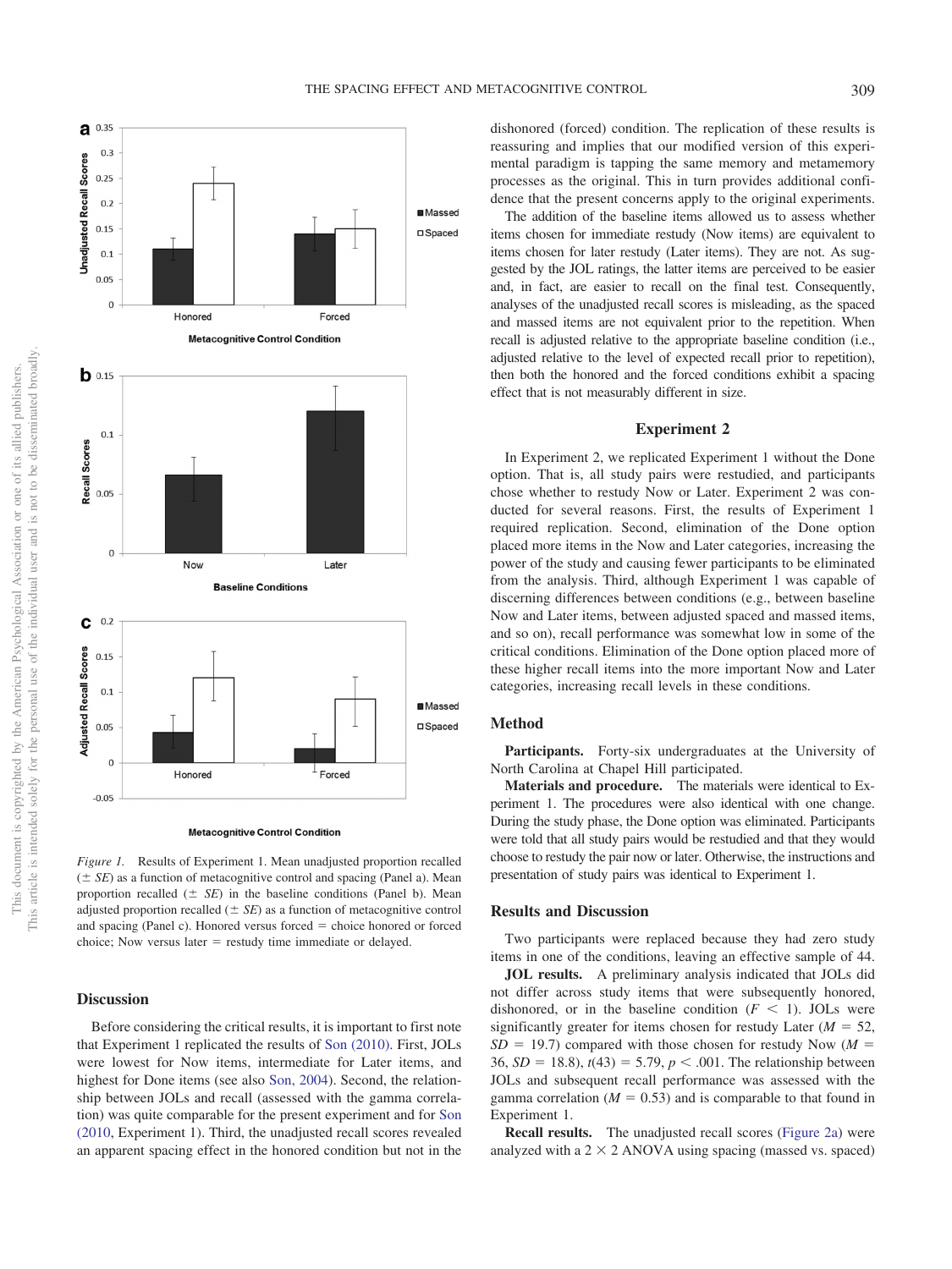*Figure 1.* Results of Experiment 1. Mean unadjusted proportion recalled ($\pm$ *SE*) as a function of metacognitive control and spacing (Panel a). Mean proportion recalled ($\pm$ *SE*) in the baseline conditions (Panel b). Mean adjusted proportion recalled ($\pm$ *SE*) as a function of metacognitive control and spacing (Panel c). Honored versus forced = choice honored or forced choice; Now versus later = restudy time immediate or delayed.

## Discussion

Before considering the critical results, it is important to first note that Experiment 1 replicated the results of Son (2010). First, JOLs were lowest for Now items, intermediate for Later items, and highest for Done items (see also Son, 2004). Second, the relationship between JOLs and recall (assessed with the gamma correlation) was quite comparable for the present experiment and for Son (2010, Experiment 1). Third, the unadjusted recall scores revealed an apparent spacing effect in the honored condition but not in the dishonored (forced) condition. The replication of these results is reassuring and implies that our modified version of this experimental paradigm is tapping the same memory and metamemory processes as the original. This in turn provides additional confidence that the present concerns apply to the original experiments.

The addition of the baseline items allowed us to assess whether items chosen for immediate restudy (Now items) are equivalent to items chosen for later restudy (Later items). They are not. As suggested by the JOL ratings, the latter items are perceived to be easier and, in fact, are easier to recall on the final test. Consequently, analyses of the unadjusted recall scores is misleading, as the spaced and massed items are not equivalent prior to the repetition. When recall is adjusted relative to the appropriate baseline condition (i.e., adjusted relative to the level of expected recall prior to repetition), then both the honored and the forced conditions exhibit a spacing effect that is not measurably different in size.

## Experiment 2

In Experiment 2, we replicated Experiment 1 without the Done option. That is, all study pairs were restudied, and participants chose whether to restudy Now or Later. Experiment 2 was conducted for several reasons. First, the results of Experiment 1 required replication. Second, elimination of the Done option placed more items in the Now and Later categories, increasing the power of the study and causing fewer participants to be eliminated from the analysis. Third, although Experiment 1 was capable of discerning differences between conditions (e.g., between baseline Now and Later items, between adjusted spaced and massed items, and so on), recall performance was somewhat low in some of the critical conditions. Elimination of the Done option placed more of these higher recall items into the more important Now and Later categories, increasing recall levels in these conditions.

### Method

**Participants.** Forty-six undergraduates at the University of North Carolina at Chapel Hill participated.

**Materials and procedure.** The materials were identical to Experiment 1. The procedures were also identical with one change. During the study phase, the Done option was eliminated. Participants were told that all study pairs would be restudied and that they would choose to restudy the pair now or later. Otherwise, the instructions and presentation of study pairs was identical to Experiment 1.

### Results and Discussion

Two participants were replaced because they had zero study items in one of the conditions, leaving an effective sample of 44.

**JOL results.** A preliminary analysis indicated that JOLs did not differ across study items that were subsequently honored, dishonored, or in the baseline condition ($F < 1$). JOLs were significantly greater for items chosen for restudy Later ($M = 52$, $SD = 19.7$) compared with those chosen for restudy Now ($M = 36$, $SD = 18.8$), $t(43) = 5.79$, $p < .001$. The relationship between JOLs and subsequent recall performance was assessed with the gamma correlation ($M = 0.53$) and is comparable to that found in Experiment 1.

**Recall results.** The unadjusted recall scores (Figure 2a) were analyzed with a 2 × 2 ANOVA using spacing (massed vs. spaced)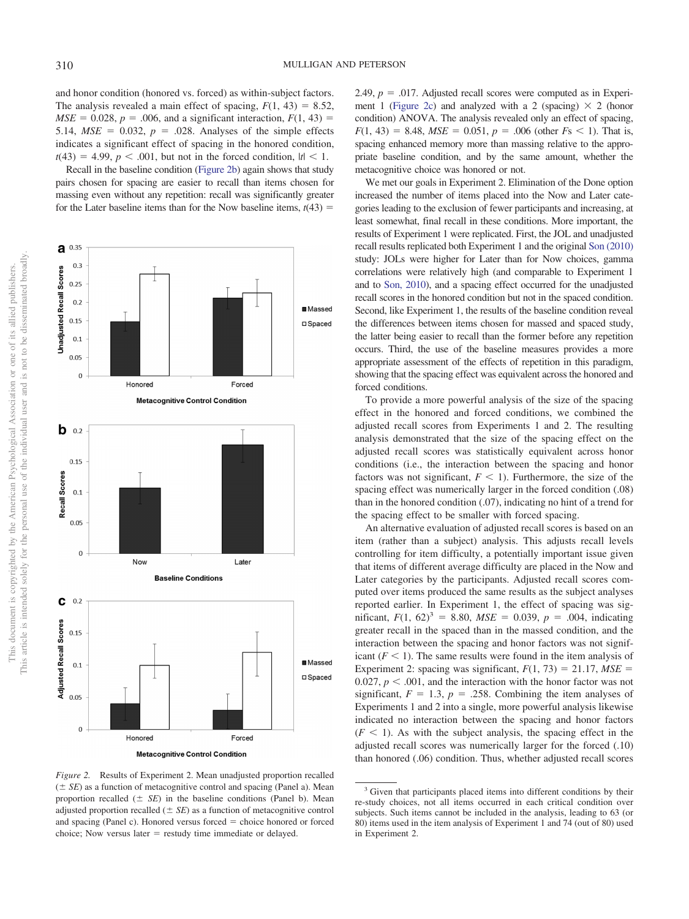and honor condition (honored vs. forced) as within-subject factors. The analysis revealed a main effect of spacing, $F(1, 43) = 8.52$, $MSE = 0.028$, $p = .006$, and a significant interaction, $F(1, 43) = 5.14$, $MSE = 0.032$, $p = .028$. Analyses of the simple effects indicates a significant effect of spacing in the honored condition, $t(43) = 4.99$, $p < .001$, but not in the forced condition, $|t| < 1$.

Recall in the baseline condition (Figure 2b) again shows that study pairs chosen for spacing are easier to recall than items chosen for massing even without any repetition: recall was significantly greater for the Later baseline items than for the Now baseline items, $t(43) = 2.49$, $p = .017$. Adjusted recall scores were computed as in Experiment 1 (Figure 2c) and analyzed with a 2 (spacing) × 2 (honor condition) ANOVA. The analysis revealed only an effect of spacing, $F(1, 43) = 8.48$, $MSE = 0.051$, $p = .006$ (other $F$s $< 1$). That is, spacing enhanced memory more than massing relative to the appropriate baseline condition, and by the same amount, whether the metacognitive choice was honored or not.

*Figure 2.* Results of Experiment 2. Mean unadjusted proportion recalled ($\pm$ *SE*) as a function of metacognitive control and spacing (Panel a). Mean proportion recalled ($\pm$ *SE*) in the baseline conditions (Panel b). Mean adjusted proportion recalled ($\pm$ *SE*) as a function of metacognitive control and spacing (Panel c). Honored versus forced = choice honored or forced choice; Now versus later = restudy time immediate or delayed.

We met our goals in Experiment 2. Elimination of the Done option increased the number of items placed into the Now and Later categories leading to the exclusion of fewer participants and increasing, at least somewhat, final recall in these conditions. More important, the results of Experiment 1 were replicated. First, the JOL and unadjusted recall results replicated both Experiment 1 and the original Son (2010) study: JOLs were higher for Later than for Now choices, gamma correlations were relatively high (and comparable to Experiment 1 and to Son, 2010), and a spacing effect occurred for the unadjusted recall scores in the honored condition but not in the spaced condition. Second, like Experiment 1, the results of the baseline condition reveal the differences between items chosen for massed and spaced study, the latter being easier to recall than the former before any repetition occurs. Third, the use of the baseline measures provides a more appropriate assessment of the effects of repetition in this paradigm, showing that the spacing effect was equivalent across the honored and forced conditions.

To provide a more powerful analysis of the size of the spacing effect in the honored and forced conditions, we combined the adjusted recall scores from Experiments 1 and 2. The resulting analysis demonstrated that the size of the spacing effect on the adjusted recall scores was statistically equivalent across honor conditions (i.e., the interaction between the spacing and honor factors was not significant, $F < 1$). Furthermore, the size of the spacing effect was numerically larger in the forced condition (.08) than in the honored condition (.07), indicating no hint of a trend for the spacing effect to be smaller with forced spacing.

An alternative evaluation of adjusted recall scores is based on an item (rather than a subject) analysis. This adjusts recall levels controlling for item difficulty, a potentially important issue given that items of different average difficulty are placed in the Now and Later categories by the participants. Adjusted recall scores computed over items produced the same results as the subject analyses reported earlier. In Experiment 1, the effect of spacing was significant, $F(1, 62)$[3] $= 8.80$, $MSE = 0.039$, $p = .004$, indicating greater recall in the spaced than in the massed condition, and the interaction between the spacing and honor factors was not significant ($F < 1$). The same results were found in the item analysis of Experiment 2: spacing was significant, $F(1, 73) = 21.17$, $MSE = 0.027$, $p < .001$, and the interaction with the honor factor was not significant, $F = 1.3$, $p = .258$. Combining the item analyses of Experiments 1 and 2 into a single, more powerful analysis likewise indicated no interaction between the spacing and honor factors ($F < 1$). As with the subject analysis, the spacing effect in the adjusted recall scores was numerically larger for the forced (.10) than honored (.06) condition. Thus, whether adjusted recall scores

[3] Given that participants placed items into different conditions by their re-study choices, not all items occurred in each critical condition over subjects. Such items cannot be included in the item analysis, leading to 63 (or 80) items used in the item analysis of Experiment 1 and 74 (out of 80) used in Experiment 2.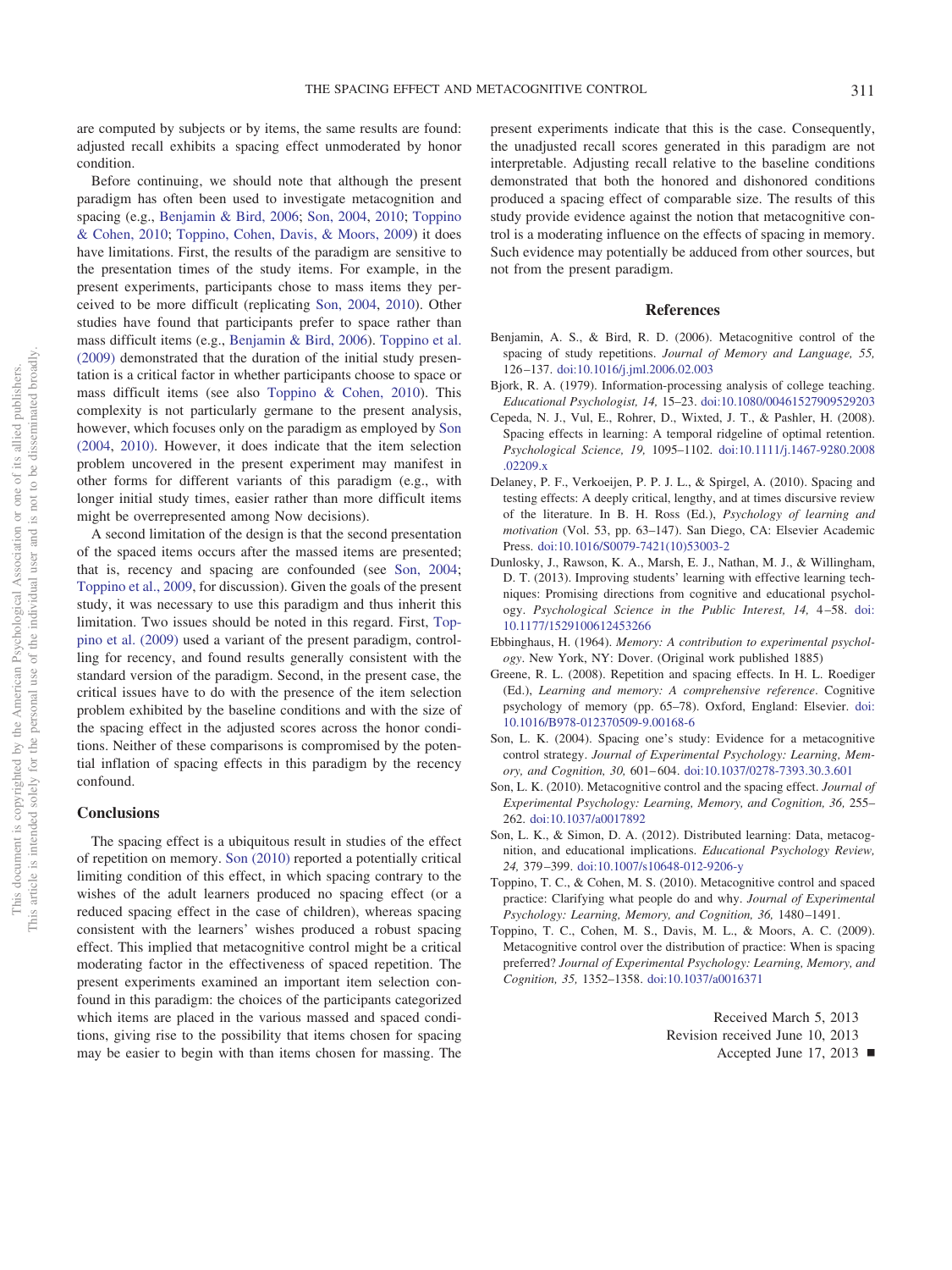are computed by subjects or by items, the same results are found: adjusted recall exhibits a spacing effect unmoderated by honor condition.

Before continuing, we should note that although the present paradigm has often been used to investigate metacognition and spacing (e.g., Benjamin & Bird, 2006; Son, 2004, 2010; Toppino & Cohen, 2010; Toppino, Cohen, Davis, & Moors, 2009) it does have limitations. First, the results of the paradigm are sensitive to the presentation times of the study items. For example, in the present experiments, participants chose to mass items they perceived to be more difficult (replicating Son, 2004, 2010). Other studies have found that participants prefer to space rather than mass difficult items (e.g., Benjamin & Bird, 2006). Toppino et al. (2009) demonstrated that the duration of the initial study presentation is a critical factor in whether participants choose to space or mass difficult items (see also Toppino & Cohen, 2010). This complexity is not particularly germane to the present analysis, however, which focuses only on the paradigm as employed by Son (2004, 2010). However, it does indicate that the item selection problem uncovered in the present experiment may manifest in other forms for different variants of this paradigm (e.g., with longer initial study times, easier rather than more difficult items might be overrepresented among Now decisions).

A second limitation of the design is that the second presentation of the spaced items occurs after the massed items are presented; that is, recency and spacing are confounded (see Son, 2004; Toppino et al., 2009, for discussion). Given the goals of the present study, it was necessary to use this paradigm and thus inherit this limitation. Two issues should be noted in this regard. First, Toppino et al. (2009) used a variant of the present paradigm, controlling for recency, and found results generally consistent with the standard version of the paradigm. Second, in the present case, the critical issues have to do with the presence of the item selection problem exhibited by the baseline conditions and with the size of the spacing effect in the adjusted scores across the honor conditions. Neither of these comparisons is compromised by the potential inflation of spacing effects in this paradigm by the recency confound.

## Conclusions

The spacing effect is a ubiquitous result in studies of the effect of repetition on memory. Son (2010) reported a potentially critical limiting condition of this effect, in which spacing contrary to the wishes of the adult learners produced no spacing effect (or a reduced spacing effect in the case of children), whereas spacing consistent with the learners' wishes produced a robust spacing effect. This implied that metacognitive control might be a critical moderating factor in the effectiveness of spaced repetition. The present experiments examined an important item selection confound in this paradigm: the choices of the participants categorized which items are placed in the various massed and spaced conditions, giving rise to the possibility that items chosen for spacing may be easier to begin with than items chosen for massing. The present experiments indicate that this is the case. Consequently, the unadjusted recall scores generated in this paradigm are not interpretable. Adjusting recall relative to the baseline conditions demonstrated that both the honored and dishonored conditions produced a spacing effect of comparable size. The results of this study provide evidence against the notion that metacognitive control is a moderating influence on the effects of spacing in memory. Such evidence may potentially be adduced from other sources, but not from the present paradigm.

## References

Benjamin, A. S., & Bird, R. D. (2006). Metacognitive control of the spacing of study repetitions. *Journal of Memory and Language, 55,* 126–137. doi:10.1016/j.jml.2006.02.003

Bjork, R. A. (1979). Information-processing analysis of college teaching. *Educational Psychologist, 14,* 15–23. doi:10.1080/00461527909529203

Cepeda, N. J., Vul, E., Rohrer, D., Wixted, J. T., & Pashler, H. (2008). Spacing effects in learning: A temporal ridgeline of optimal retention. *Psychological Science, 19,* 1095–1102. doi:10.1111/j.1467-9280.2008.02209.x

Delaney, P. F., Verkoeijen, P. P. J. L., & Spirgel, A. (2010). Spacing and testing effects: A deeply critical, lengthy, and at times discursive review of the literature. In B. H. Ross (Ed.), *Psychology of learning and motivation* (Vol. 53, pp. 63–147). San Diego, CA: Elsevier Academic Press. doi:10.1016/S0079-7421(10)53003-2

Dunlosky, J., Rawson, K. A., Marsh, E. J., Nathan, M. J., & Willingham, D. T. (2013). Improving students' learning with effective learning techniques: Promising directions from cognitive and educational psychology. *Psychological Science in the Public Interest, 14,* 4–58. doi:10.1177/1529100612453266

Ebbinghaus, H. (1964). *Memory: A contribution to experimental psychology*. New York, NY: Dover. (Original work published 1885)

Greene, R. L. (2008). Repetition and spacing effects. In H. L. Roediger (Ed.), *Learning and memory: A comprehensive reference*. Cognitive psychology of memory (pp. 65–78). Oxford, England: Elsevier. doi:10.1016/B978-012370509-9.00168-6

Son, L. K. (2004). Spacing one's study: Evidence for a metacognitive control strategy. *Journal of Experimental Psychology: Learning, Memory, and Cognition, 30,* 601–604. doi:10.1037/0278-7393.30.3.601

Son, L. K. (2010). Metacognitive control and the spacing effect. *Journal of Experimental Psychology: Learning, Memory, and Cognition, 36,* 255–262. doi:10.1037/a0017892

Son, L. K., & Simon, D. A. (2012). Distributed learning: Data, metacognition, and educational implications. *Educational Psychology Review, 24,* 379–399. doi:10.1007/s10648-012-9206-y

Toppino, T. C., & Cohen, M. S. (2010). Metacognitive control and spaced practice: Clarifying what people do and why. *Journal of Experimental Psychology: Learning, Memory, and Cognition, 36,* 1480–1491.

Toppino, T. C., Cohen, M. S., Davis, M. L., & Moors, A. C. (2009). Metacognitive control over the distribution of practice: When is spacing preferred? *Journal of Experimental Psychology: Learning, Memory, and Cognition, 35,* 1352–1358. doi:10.1037/a0016371

Received March 5, 2013
Revision received June 10, 2013
Accepted June 17, 2013 ■